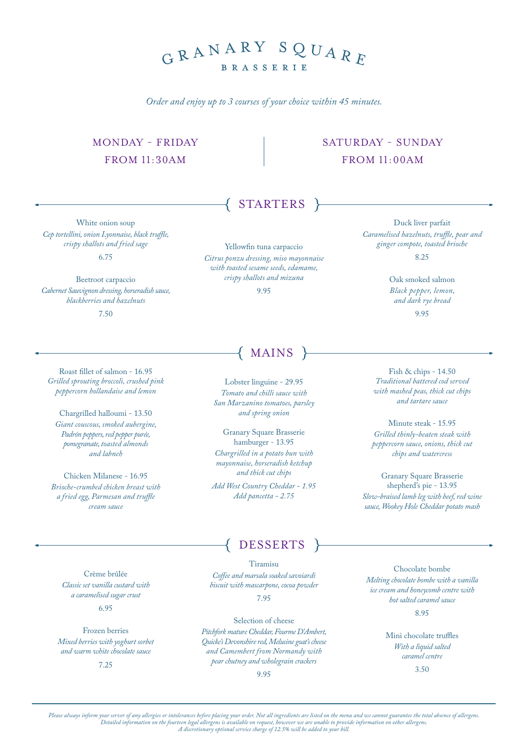# GRANARY SQUARE

## BRASSERIE

*Order and enjoy up to 3 courses of your choice within 45 minutes.*

MONDAY - FRIDAY
FROM 11:30AM

SATURDAY - SUNDAY
FROM 11:00AM

## STARTERS

White onion soup
*Cep tortellini, onion Lyonnaise, black truffle, crispy shallots and fried sage*
6.75

Beetroot carpaccio
*Cabernet Sauvignon dressing, horseradish sauce, blackberries and hazelnuts*
7.50

Yellowfin tuna carpaccio
*Citrus ponzu dressing, miso mayonnaise with toasted sesame seeds, edamame, crispy shallots and mizuna*
9.95

Duck liver parfait
*Caramelised hazelnuts, truffle, pear and ginger compote, toasted brioche*
8.25

Oak smoked salmon
*Black pepper, lemon, and dark rye bread*
9.95

## MAINS

Roast fillet of salmon - 16.95
*Grilled sprouting broccoli, crushed pink peppercorn hollandaise and lemon*

Chargrilled halloumi - 13.50
*Giant couscous, smoked aubergine, Padrón peppers, red pepper purée, pomegranate, toasted almonds and labneh*

Chicken Milanese - 16.95
*Brioche-crumbed chicken breast with a fried egg, Parmesan and truffle cream sauce*

Lobster linguine - 29.95
*Tomato and chilli sauce with San Marzanino tomatoes, parsley and spring onion*

Granary Square Brasserie hamburger - 13.95
*Chargrilled in a potato bun with mayonnaise, horseradish ketchup and thick cut chips*
*Add West Country Cheddar - 1.95*
*Add pancetta - 2.75*

Fish & chips - 14.50
*Traditional battered cod served with mashed peas, thick cut chips and tartare sauce*

Minute steak - 15.95
*Grilled thinly-beaten steak with peppercorn sauce, onions, thick cut chips and watercress*

Granary Square Brasserie shepherd's pie - 13.95
*Slow-braised lamb leg with beef, red wine sauce, Wookey Hole Cheddar potato mash*

## DESSERTS

Crème brûlée
*Classic set vanilla custard with a caramelised sugar crust*
6.95

Frozen berries
*Mixed berries with yoghurt sorbet and warm white chocolate sauce*
7.25

Tiramisu
*Coffee and marsala soaked savoiardi biscuit with mascarpone, cocoa powder*
7.95

Selection of cheese
*Pitchfork mature Cheddar, Fourme D'Ambert, Quicke's Devonshire red, Melusine goat's cheese and Camembert from Normandy with pear chutney and wholegrain crackers*
9.95

Chocolate bombe
*Melting chocolate bombe with a vanilla ice cream and honeycomb centre with hot salted caramel sauce*
8.95

Mini chocolate truffles
*With a liquid salted caramel centre*
3.50

*Please always inform your server of any allergies or intolerances before placing your order. Not all ingredients are listed on the menu and we cannot guarantee the total absence of allergens. Detailed information on the fourteen legal allergens is available on request, however we are unable to provide information on other allergens. A discretionary optional service charge of 12.5% will be added to your bill.*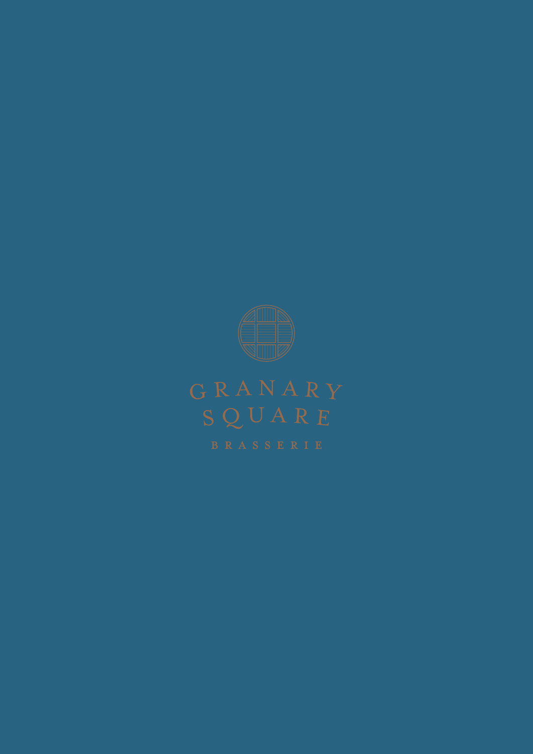GRANARY SQUARE

BRASSERIE